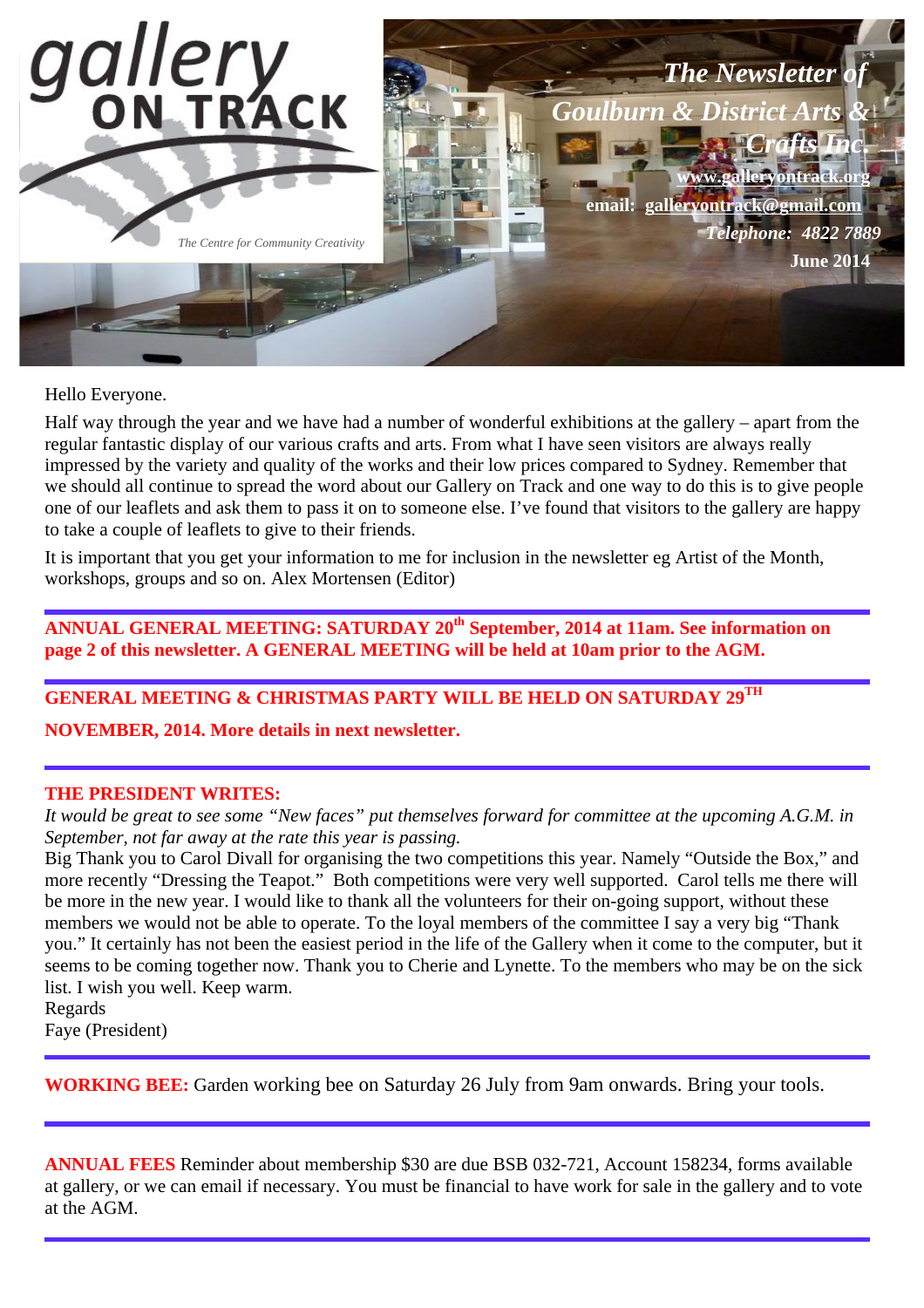# gallery ON TRACK

*The Centre for Community Creativity*

***The Newsletter of Goulburn & District Arts & Crafts Inc.***

**www.galleryontrack.org**

**email: galleryontrack@gmail.com**

***Telephone: 4822 7889***

**June 2014**

Hello Everyone.

Half way through the year and we have had a number of wonderful exhibitions at the gallery – apart from the regular fantastic display of our various crafts and arts. From what I have seen visitors are always really impressed by the variety and quality of the works and their low prices compared to Sydney. Remember that we should all continue to spread the word about our Gallery on Track and one way to do this is to give people one of our leaflets and ask them to pass it on to someone else. I've found that visitors to the gallery are happy to take a couple of leaflets to give to their friends.

It is important that you get your information to me for inclusion in the newsletter eg Artist of the Month, workshops, groups and so on. Alex Mortensen (Editor)

---

**ANNUAL GENERAL MEETING: SATURDAY 20th September, 2014 at 11am. See information on page 2 of this newsletter. A GENERAL MEETING will be held at 10am prior to the AGM.**

---

**GENERAL MEETING & CHRISTMAS PARTY WILL BE HELD ON SATURDAY 29TH NOVEMBER, 2014. More details in next newsletter.**

---

**THE PRESIDENT WRITES:**

*It would be great to see some "New faces" put themselves forward for committee at the upcoming A.G.M. in September, not far away at the rate this year is passing.*

Big Thank you to Carol Divall for organising the two competitions this year. Namely "Outside the Box," and more recently "Dressing the Teapot." Both competitions were very well supported. Carol tells me there will be more in the new year. I would like to thank all the volunteers for their on-going support, without these members we would not be able to operate. To the loyal members of the committee I say a very big "Thank you." It certainly has not been the easiest period in the life of the Gallery when it come to the computer, but it seems to be coming together now. Thank you to Cherie and Lynette. To the members who may be on the sick list. I wish you well. Keep warm.

Regards

Faye (President)

---

**WORKING BEE:** Garden working bee on Saturday 26 July from 9am onwards. Bring your tools.

---

**ANNUAL FEES** Reminder about membership $30 are due BSB 032-721, Account 158234, forms available at gallery, or we can email if necessary. You must be financial to have work for sale in the gallery and to vote at the AGM.

---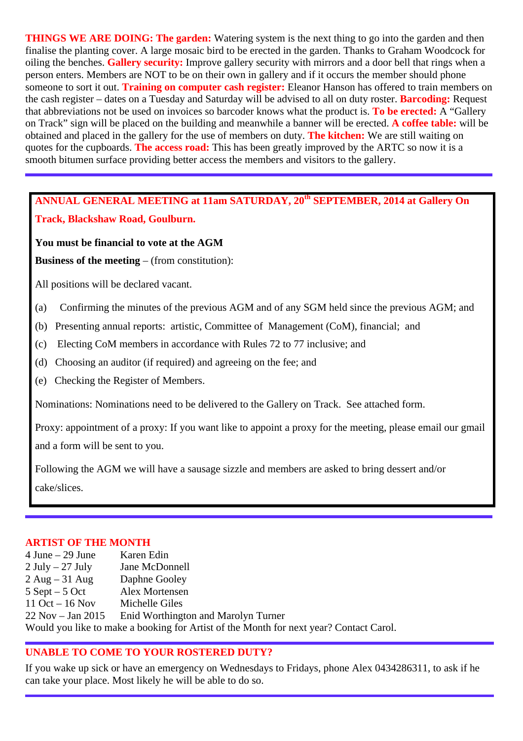**THINGS WE ARE DOING: The garden:** Watering system is the next thing to go into the garden and then finalise the planting cover. A large mosaic bird to be erected in the garden. Thanks to Graham Woodcock for oiling the benches. **Gallery security:** Improve gallery security with mirrors and a door bell that rings when a person enters. Members are NOT to be on their own in gallery and if it occurs the member should phone someone to sort it out. **Training on computer cash register:** Eleanor Hanson has offered to train members on the cash register – dates on a Tuesday and Saturday will be advised to all on duty roster. **Barcoding:** Request that abbreviations not be used on invoices so barcoder knows what the product is. **To be erected:** A "Gallery on Track" sign will be placed on the building and meanwhile a banner will be erected. **A coffee table:** will be obtained and placed in the gallery for the use of members on duty. **The kitchen:** We are still waiting on quotes for the cupboards. **The access road:** This has been greatly improved by the ARTC so now it is a smooth bitumen surface providing better access the members and visitors to the gallery.

---

**ANNUAL GENERAL MEETING at 11am SATURDAY, 20th SEPTEMBER, 2014 at Gallery On Track, Blackshaw Road, Goulburn.**

**You must be financial to vote at the AGM**

**Business of the meeting** – (from constitution):

All positions will be declared vacant.

(a) Confirming the minutes of the previous AGM and of any SGM held since the previous AGM; and

(b) Presenting annual reports: artistic, Committee of Management (CoM), financial; and

(c) Electing CoM members in accordance with Rules 72 to 77 inclusive; and

(d) Choosing an auditor (if required) and agreeing on the fee; and

(e) Checking the Register of Members.

Nominations: Nominations need to be delivered to the Gallery on Track. See attached form.

Proxy: appointment of a proxy: If you want like to appoint a proxy for the meeting, please email our gmail and a form will be sent to you.

Following the AGM we will have a sausage sizzle and members are asked to bring dessert and/or cake/slices.

---

**ARTIST OF THE MONTH**

| | |
|---|---|
| 4 June – 29 June | Karen Edin |
| 2 July – 27 July | Jane McDonnell |
| 2 Aug – 31 Aug | Daphne Gooley |
| 5 Sept – 5 Oct | Alex Mortensen |
| 11 Oct – 16 Nov | Michelle Giles |
| 22 Nov – Jan 2015 | Enid Worthington and Marolyn Turner |

Would you like to make a booking for Artist of the Month for next year? Contact Carol.

---

**UNABLE TO COME TO YOUR ROSTERED DUTY?**

If you wake up sick or have an emergency on Wednesdays to Fridays, phone Alex 0434286311, to ask if he can take your place. Most likely he will be able to do so.

---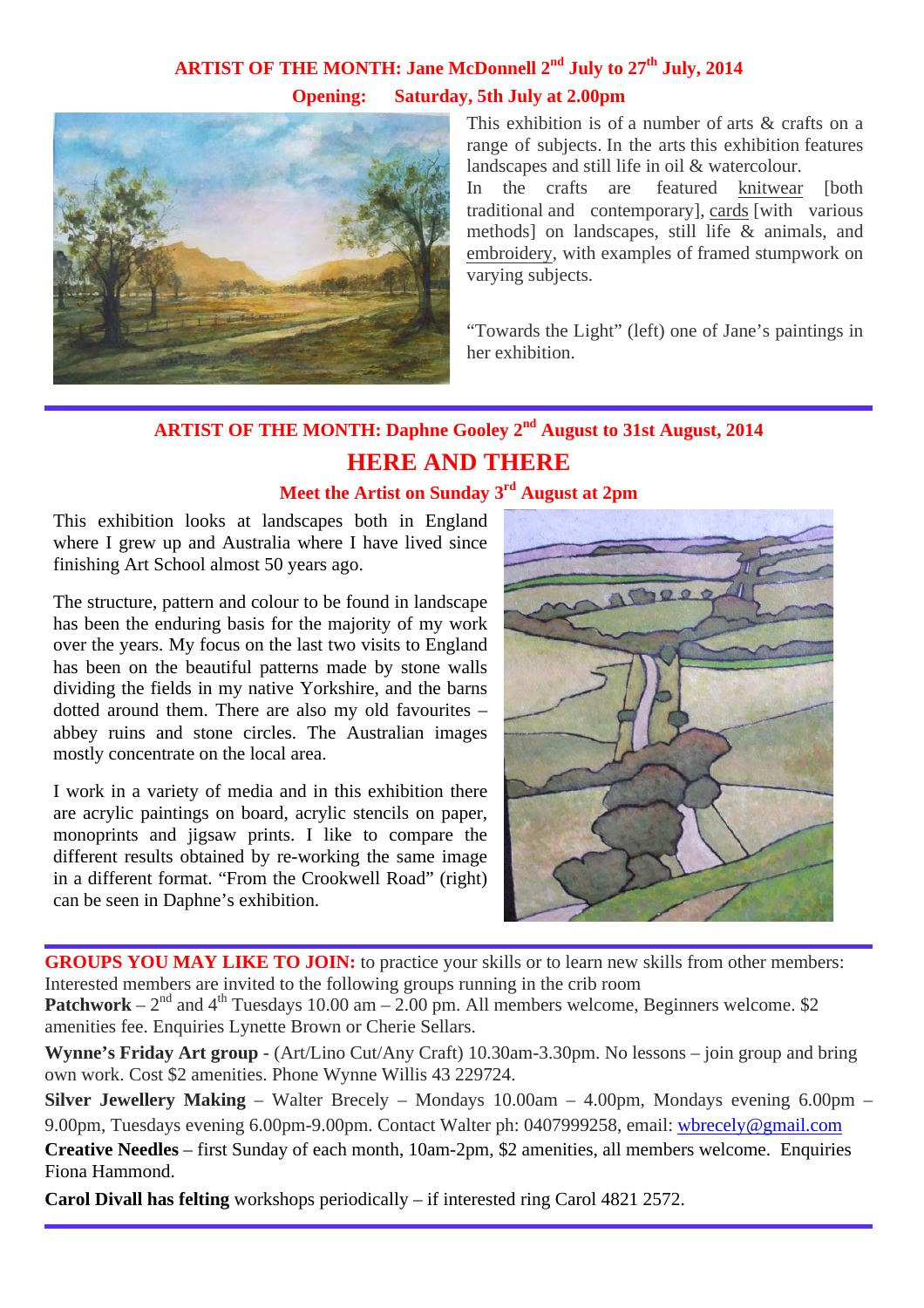## ARTIST OF THE MONTH: Jane McDonnell 2nd July to 27th July, 2014

**Opening: Saturday, 5th July at 2.00pm**

This exhibition is of a number of arts & crafts on a range of subjects. In the arts this exhibition features landscapes and still life in oil & watercolour.

In the crafts are featured knitwear [both traditional and contemporary], cards [with various methods] on landscapes, still life & animals, and embroidery, with examples of framed stumpwork on varying subjects.

"Towards the Light" (left) one of Jane's paintings in her exhibition.

---

## ARTIST OF THE MONTH: Daphne Gooley 2nd August to 31st August, 2014

## HERE AND THERE

**Meet the Artist on Sunday 3rd August at 2pm**

This exhibition looks at landscapes both in England where I grew up and Australia where I have lived since finishing Art School almost 50 years ago.

The structure, pattern and colour to be found in landscape has been the enduring basis for the majority of my work over the years. My focus on the last two visits to England has been on the beautiful patterns made by stone walls dividing the fields in my native Yorkshire, and the barns dotted around them. There are also my old favourites – abbey ruins and stone circles. The Australian images mostly concentrate on the local area.

I work in a variety of media and in this exhibition there are acrylic paintings on board, acrylic stencils on paper, monoprints and jigsaw prints. I like to compare the different results obtained by re-working the same image in a different format. "From the Crookwell Road" (right) can be seen in Daphne's exhibition.

---

**GROUPS YOU MAY LIKE TO JOIN:** to practice your skills or to learn new skills from other members: Interested members are invited to the following groups running in the crib room

**Patchwork** – 2nd and 4th Tuesdays 10.00 am – 2.00 pm. All members welcome, Beginners welcome. $2 amenities fee. Enquiries Lynette Brown or Cherie Sellars.

**Wynne's Friday Art group** - (Art/Lino Cut/Any Craft) 10.30am-3.30pm. No lessons – join group and bring own work. Cost $2 amenities. Phone Wynne Willis 43 229724.

**Silver Jewellery Making** – Walter Brecely – Mondays 10.00am – 4.00pm, Mondays evening 6.00pm – 9.00pm, Tuesdays evening 6.00pm-9.00pm. Contact Walter ph: 0407999258, email: wbrecely@gmail.com

**Creative Needles** – first Sunday of each month, 10am-2pm, $2 amenities, all members welcome. Enquiries Fiona Hammond.

**Carol Divall has felting** workshops periodically – if interested ring Carol 4821 2572.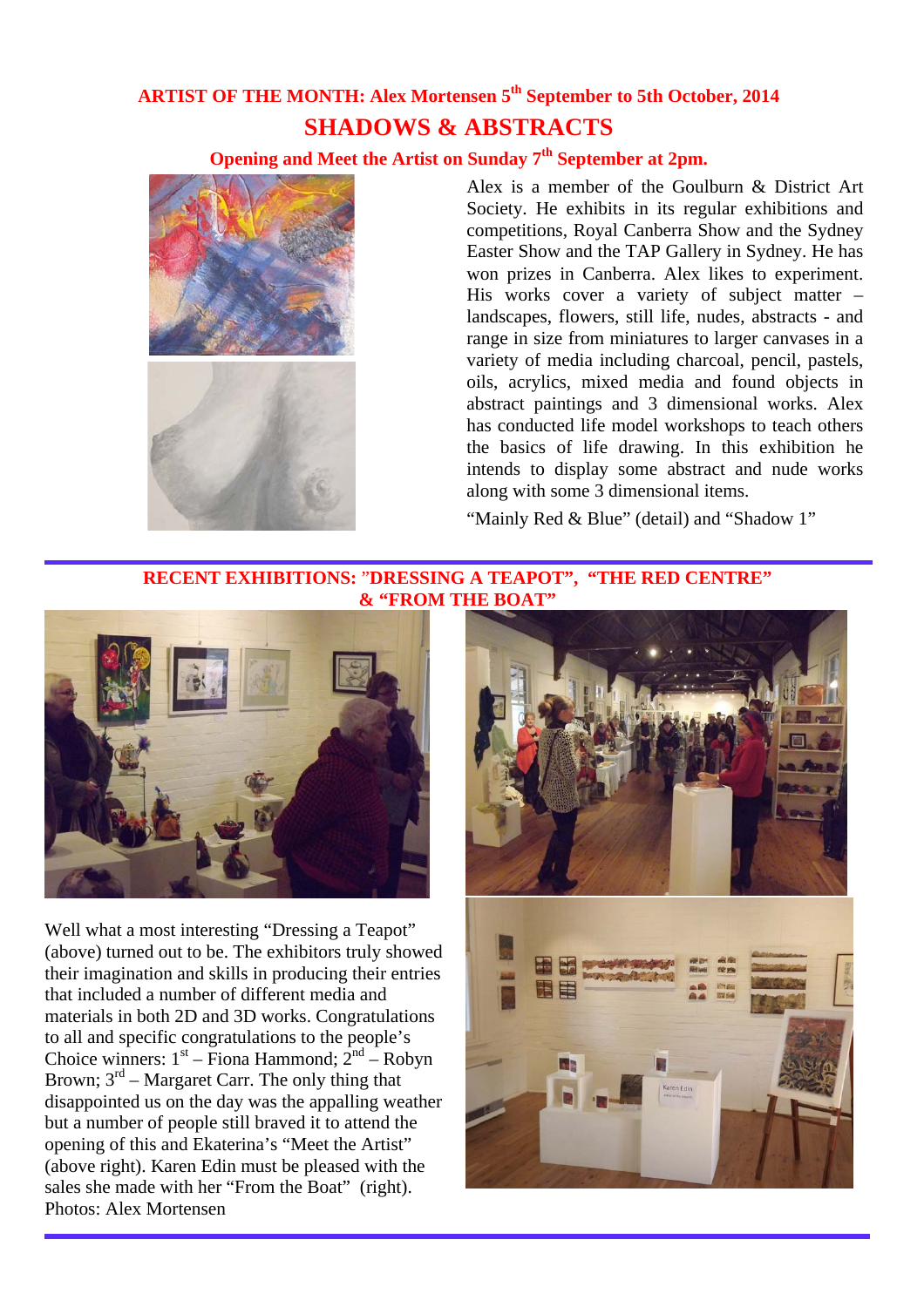## ARTIST OF THE MONTH: Alex Mortensen 5th September to 5th October, 2014

# SHADOWS & ABSTRACTS

**Opening and Meet the Artist on Sunday 7th September at 2pm.**

Alex is a member of the Goulburn & District Art Society. He exhibits in its regular exhibitions and competitions, Royal Canberra Show and the Sydney Easter Show and the TAP Gallery in Sydney. He has won prizes in Canberra. Alex likes to experiment. His works cover a variety of subject matter – landscapes, flowers, still life, nudes, abstracts - and range in size from miniatures to larger canvases in a variety of media including charcoal, pencil, pastels, oils, acrylics, mixed media and found objects in abstract paintings and 3 dimensional works. Alex has conducted life model workshops to teach others the basics of life drawing. In this exhibition he intends to display some abstract and nude works along with some 3 dimensional items.

"Mainly Red & Blue" (detail) and "Shadow 1"

## RECENT EXHIBITIONS: "DRESSING A TEAPOT", "THE RED CENTRE" & "FROM THE BOAT"

Well what a most interesting "Dressing a Teapot" (above) turned out to be. The exhibitors truly showed their imagination and skills in producing their entries that included a number of different media and materials in both 2D and 3D works. Congratulations to all and specific congratulations to the people's Choice winners: 1st – Fiona Hammond; 2nd – Robyn Brown; 3rd – Margaret Carr. The only thing that disappointed us on the day was the appalling weather but a number of people still braved it to attend the opening of this and Ekaterina's "Meet the Artist" (above right). Karen Edin must be pleased with the sales she made with her "From the Boat" (right). Photos: Alex Mortensen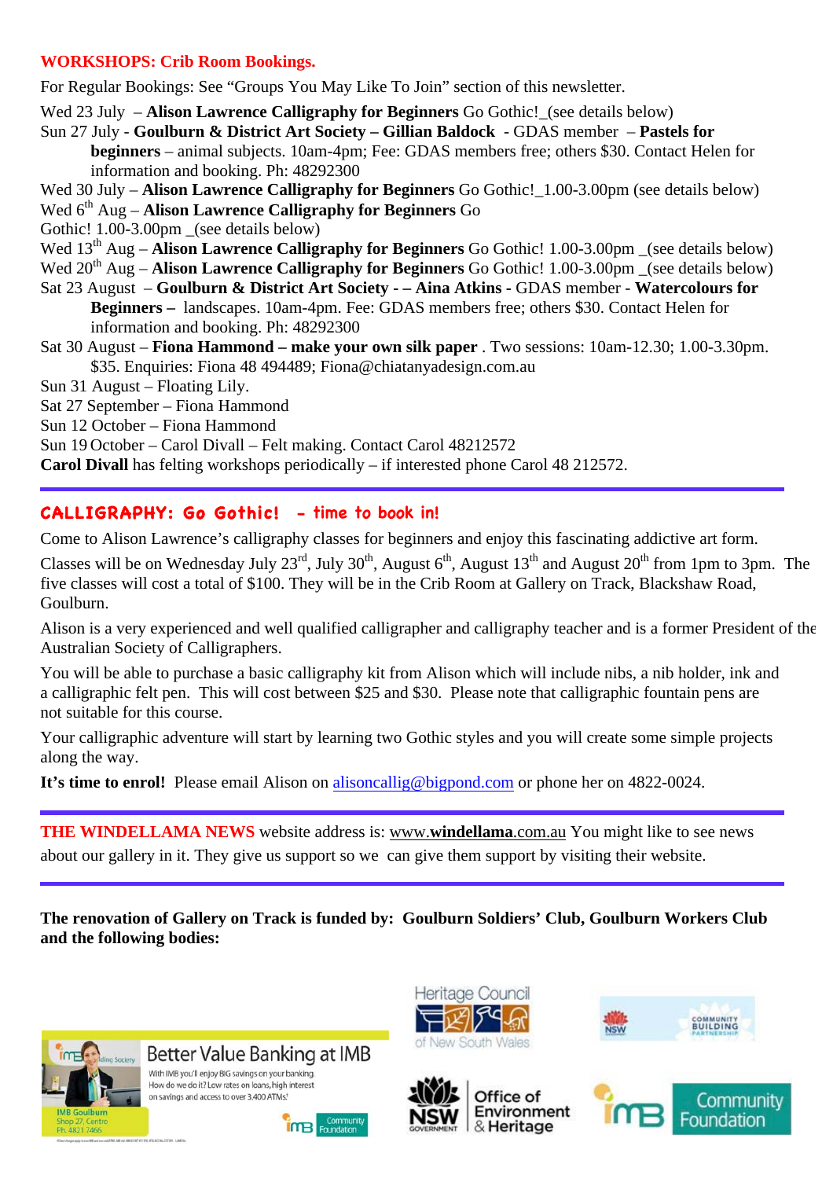## WORKSHOPS: Crib Room Bookings.

For Regular Bookings: See "Groups You May Like To Join" section of this newsletter.

Wed 23 July – **Alison Lawrence Calligraphy for Beginners** Go Gothic!_(see details below)

Sun 27 July - **Goulburn & District Art Society – Gillian Baldock** - GDAS member – **Pastels for beginners** – animal subjects. 10am-4pm; Fee: GDAS members free; others $30. Contact Helen for information and booking. Ph: 48292300

Wed 30 July – **Alison Lawrence Calligraphy for Beginners** Go Gothic!_1.00-3.00pm (see details below)

Wed 6th Aug – **Alison Lawrence Calligraphy for Beginners** Go Gothic! 1.00-3.00pm _(see details below)

Wed 13th Aug – **Alison Lawrence Calligraphy for Beginners** Go Gothic! 1.00-3.00pm _(see details below)

Wed 20th Aug – **Alison Lawrence Calligraphy for Beginners** Go Gothic! 1.00-3.00pm _(see details below)

Sat 23 August – **Goulburn & District Art Society - – Aina Atkins** - GDAS member - **Watercolours for Beginners –** landscapes. 10am-4pm. Fee: GDAS members free; others $30. Contact Helen for information and booking. Ph: 48292300

Sat 30 August – **Fiona Hammond – make your own silk paper** . Two sessions: 10am-12.30; 1.00-3.30pm. $35. Enquiries: Fiona 48 494489; Fiona@chiatanyadesign.com.au

Sun 31 August – Floating Lily.

Sat 27 September – Fiona Hammond

Sun 12 October – Fiona Hammond

Sun 19 October – Carol Divall – Felt making. Contact Carol 48212572

**Carol Divall** has felting workshops periodically – if interested phone Carol 48 212572.

---

## CALLIGRAPHY: Go Gothic! - time to book in!

Come to Alison Lawrence's calligraphy classes for beginners and enjoy this fascinating addictive art form.

Classes will be on Wednesday July 23rd, July 30th, August 6th, August 13th and August 20th from 1pm to 3pm. The five classes will cost a total of $100. They will be in the Crib Room at Gallery on Track, Blackshaw Road, Goulburn.

Alison is a very experienced and well qualified calligrapher and calligraphy teacher and is a former President of the Australian Society of Calligraphers.

You will be able to purchase a basic calligraphy kit from Alison which will include nibs, a nib holder, ink and a calligraphic felt pen. This will cost between $25 and $30. Please note that calligraphic fountain pens are not suitable for this course.

Your calligraphic adventure will start by learning two Gothic styles and you will create some simple projects along the way.

**It's time to enrol!** Please email Alison on alisoncallig@bigpond.com or phone her on 4822-0024.

---

**THE WINDELLAMA NEWS** website address is: www.**windellama**.com.au You might like to see news about our gallery in it. They give us support so we can give them support by visiting their website.

---

**The renovation of Gallery on Track is funded by: Goulburn Soldiers' Club, Goulburn Workers Club and the following bodies:**

Better Value Banking at IMB

With IMB you'll enjoy BIG savings on your banking. How do we do it? Low rates on loans, high interest on savings and access to over 3,400 ATMs!

IMB Goulburn Shop 27, Centro Ph. 4821 7466

Heritage Council of New South Wales

NSW Community Building Partnership

NSW Government Office of Environment & Heritage

IMB Community Foundation